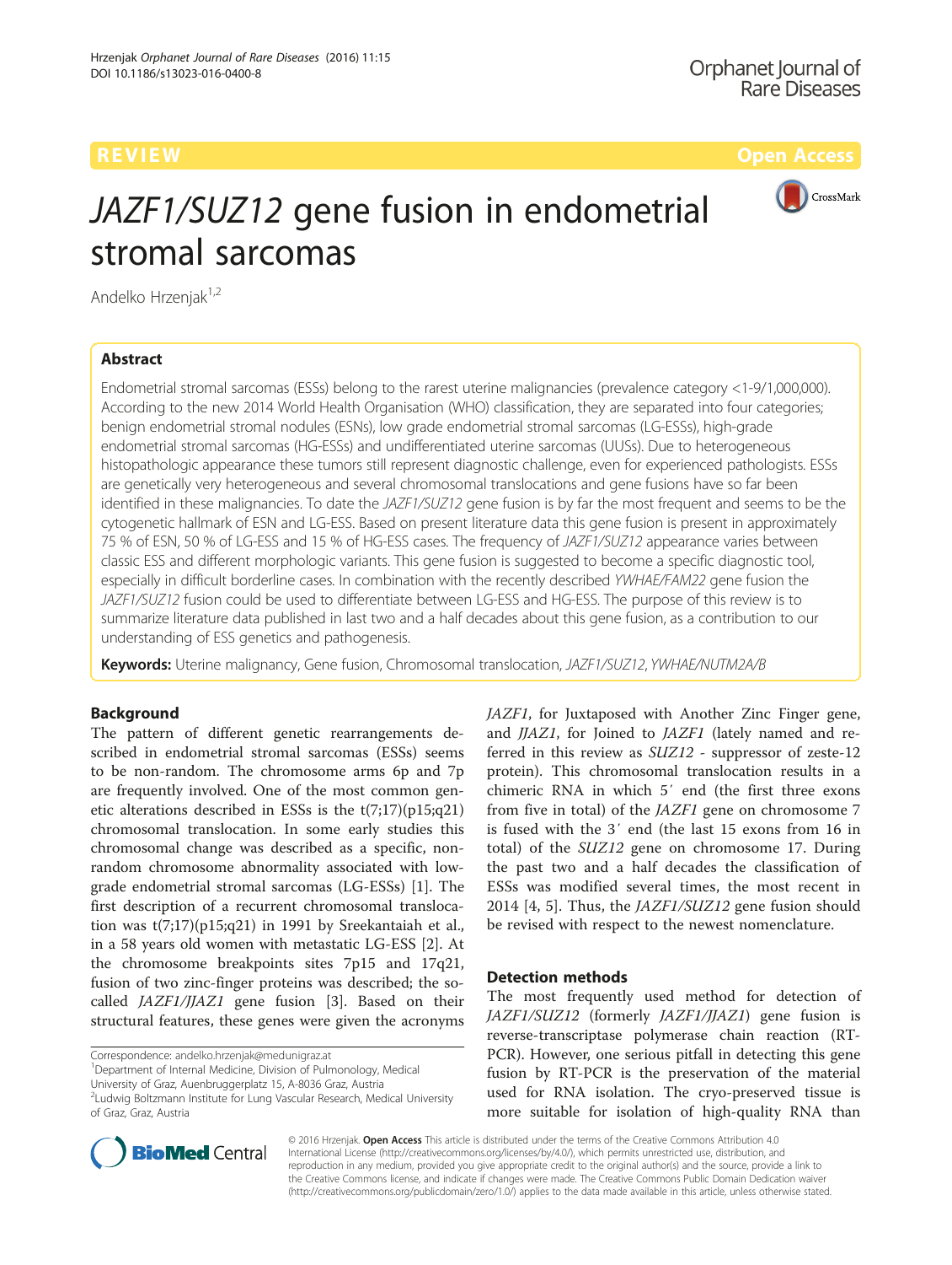REVIEW Open Access

# *JAZF1/SUZ12* gene fusion in endometrial stromal sarcomas

Andelko Hrzenjak[1,2]

## Abstract

Endometrial stromal sarcomas (ESSs) belong to the rarest uterine malignancies (prevalence category <1-9/1,000,000). According to the new 2014 World Health Organisation (WHO) classification, they are separated into four categories; benign endometrial stromal nodules (ESNs), low grade endometrial stromal sarcomas (LG-ESSs), high-grade endometrial stromal sarcomas (HG-ESSs) and undifferentiated uterine sarcomas (UUSs). Due to heterogeneous histopathologic appearance these tumors still represent diagnostic challenge, even for experienced pathologists. ESSs are genetically very heterogeneous and several chromosomal translocations and gene fusions have so far been identified in these malignancies. To date the *JAZF1/SUZ12* gene fusion is by far the most frequent and seems to be the cytogenetic hallmark of ESN and LG-ESS. Based on present literature data this gene fusion is present in approximately 75 % of ESN, 50 % of LG-ESS and 15 % of HG-ESS cases. The frequency of *JAZF1/SUZ12* appearance varies between classic ESS and different morphologic variants. This gene fusion is suggested to become a specific diagnostic tool, especially in difficult borderline cases. In combination with the recently described *YWHAE/FAM22* gene fusion the *JAZF1/SUZ12* fusion could be used to differentiate between LG-ESS and HG-ESS. The purpose of this review is to summarize literature data published in last two and a half decades about this gene fusion, as a contribution to our understanding of ESS genetics and pathogenesis.

**Keywords:** Uterine malignancy, Gene fusion, Chromosomal translocation, *JAZF1/SUZ12*, *YWHAE/NUTM2A/B*

## Background

The pattern of different genetic rearrangements described in endometrial stromal sarcomas (ESSs) seems to be non-random. The chromosome arms 6p and 7p are frequently involved. One of the most common genetic alterations described in ESSs is the t(7;17)(p15;q21) chromosomal translocation. In some early studies this chromosomal change was described as a specific, non-random chromosome abnormality associated with low-grade endometrial stromal sarcomas (LG-ESSs) [1]. The first description of a recurrent chromosomal translocation was t(7;17)(p15;q21) in 1991 by Sreekantaiah et al., in a 58 years old women with metastatic LG-ESS [2]. At the chromosome breakpoints sites 7p15 and 17q21, fusion of two zinc-finger proteins was described; the so-called *JAZF1/JJAZ1* gene fusion [3]. Based on their structural features, these genes were given the acronyms *JAZF1*, for Juxtaposed with Another Zinc Finger gene, and *JJAZ1*, for Joined to *JAZF1* (lately named and referred in this review as *SUZ12* - suppressor of zeste-12 protein). This chromosomal translocation results in a chimeric RNA in which 5′ end (the first three exons from five in total) of the *JAZF1* gene on chromosome 7 is fused with the 3′ end (the last 15 exons from 16 in total) of the *SUZ12* gene on chromosome 17. During the past two and a half decades the classification of ESSs was modified several times, the most recent in 2014 [4, 5]. Thus, the *JAZF1/SUZ12* gene fusion should be revised with respect to the newest nomenclature.

## Detection methods

The most frequently used method for detection of *JAZF1/SUZ12* (formerly *JAZF1/JJAZ1*) gene fusion is reverse-transcriptase polymerase chain reaction (RT-PCR). However, one serious pitfall in detecting this gene fusion by RT-PCR is the preservation of the material used for RNA isolation. The cryo-preserved tissue is more suitable for isolation of high-quality RNA than

Correspondence: andelko.hrzenjak@medunigraz.at

[1]Department of Internal Medicine, Division of Pulmonology, Medical University of Graz, Auenbruggerplatz 15, A-8036 Graz, Austria

[2]Ludwig Boltzmann Institute for Lung Vascular Research, Medical University of Graz, Graz, Austria

© 2016 Hrzenjak. **Open Access** This article is distributed under the terms of the Creative Commons Attribution 4.0 International License (http://creativecommons.org/licenses/by/4.0/), which permits unrestricted use, distribution, and reproduction in any medium, provided you give appropriate credit to the original author(s) and the source, provide a link to the Creative Commons license, and indicate if changes were made. The Creative Commons Public Domain Dedication waiver (http://creativecommons.org/publicdomain/zero/1.0/) applies to the data made available in this article, unless otherwise stated.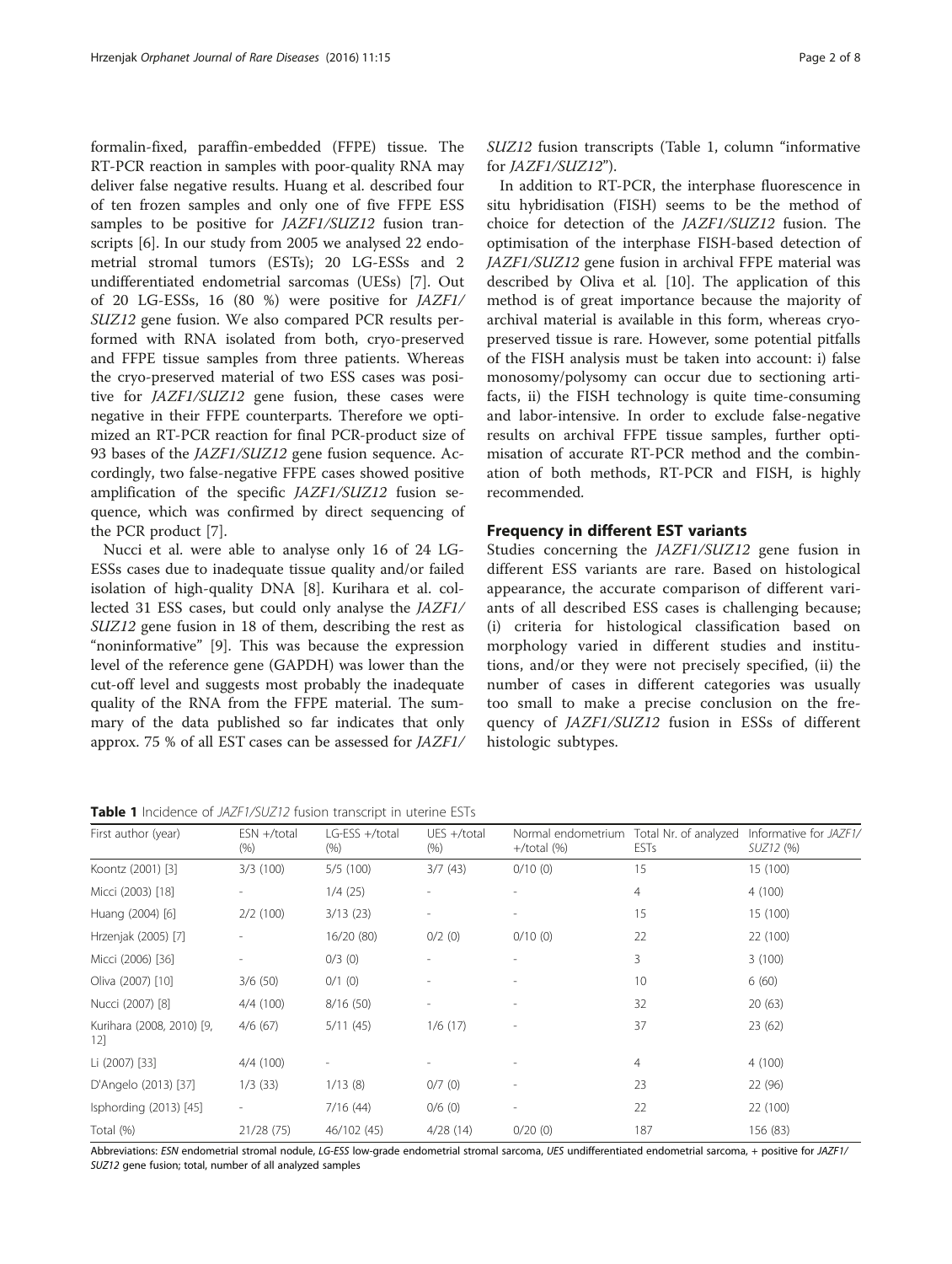formalin-fixed, paraffin-embedded (FFPE) tissue. The RT-PCR reaction in samples with poor-quality RNA may deliver false negative results. Huang et al. described four of ten frozen samples and only one of five FFPE ESS samples to be positive for *JAZF1/SUZ12* fusion transcripts [6]. In our study from 2005 we analysed 22 endometrial stromal tumors (ESTs); 20 LG-ESSs and 2 undifferentiated endometrial sarcomas (UESs) [7]. Out of 20 LG-ESSs, 16 (80 %) were positive for *JAZF1/SUZ12* gene fusion. We also compared PCR results performed with RNA isolated from both, cryo-preserved and FFPE tissue samples from three patients. Whereas the cryo-preserved material of two ESS cases was positive for *JAZF1/SUZ12* gene fusion, these cases were negative in their FFPE counterparts. Therefore we optimized an RT-PCR reaction for final PCR-product size of 93 bases of the *JAZF1/SUZ12* gene fusion sequence. Accordingly, two false-negative FFPE cases showed positive amplification of the specific *JAZF1/SUZ12* fusion sequence, which was confirmed by direct sequencing of the PCR product [7].

Nucci et al. were able to analyse only 16 of 24 LG-ESSs cases due to inadequate tissue quality and/or failed isolation of high-quality DNA [8]. Kurihara et al. collected 31 ESS cases, but could only analyse the *JAZF1/SUZ12* gene fusion in 18 of them, describing the rest as "noninformative" [9]. This was because the expression level of the reference gene (GAPDH) was lower than the cut-off level and suggests most probably the inadequate quality of the RNA from the FFPE material. The summary of the data published so far indicates that only approx. 75 % of all EST cases can be assessed for *JAZF1/SUZ12* fusion transcripts (Table 1, column "informative for *JAZF1/SUZ12*").

In addition to RT-PCR, the interphase fluorescence in situ hybridisation (FISH) seems to be the method of choice for detection of the *JAZF1/SUZ12* fusion. The optimisation of the interphase FISH-based detection of *JAZF1/SUZ12* gene fusion in archival FFPE material was described by Oliva et al. [10]. The application of this method is of great importance because the majority of archival material is available in this form, whereas cryopreserved tissue is rare. However, some potential pitfalls of the FISH analysis must be taken into account: i) false monosomy/polysomy can occur due to sectioning artifacts, ii) the FISH technology is quite time-consuming and labor-intensive. In order to exclude false-negative results on archival FFPE tissue samples, further optimisation of accurate RT-PCR method and the combination of both methods, RT-PCR and FISH, is highly recommended.

## Frequency in different EST variants

Studies concerning the *JAZF1/SUZ12* gene fusion in different ESS variants are rare. Based on histological appearance, the accurate comparison of different variants of all described ESS cases is challenging because; (i) criteria for histological classification based on morphology varied in different studies and institutions, and/or they were not precisely specified, (ii) the number of cases in different categories was usually too small to make a precise conclusion on the frequency of *JAZF1/SUZ12* fusion in ESSs of different histologic subtypes.

**Table 1** Incidence of *JAZF1/SUZ12* fusion transcript in uterine ESTs

| First author (year) | ESN +/total (%) | LG-ESS +/total (%) | UES +/total (%) | Normal endometrium +/total (%) | Total Nr. of analyzed ESTs | Informative for *JAZF1/SUZ12* (%) |
|---|---|---|---|---|---|---|
| Koontz (2001) [3] | 3/3 (100) | 5/5 (100) | 3/7 (43) | 0/10 (0) | 15 | 15 (100) |
| Micci (2003) [18] | - | 1/4 (25) | - | - | 4 | 4 (100) |
| Huang (2004) [6] | 2/2 (100) | 3/13 (23) | - | - | 15 | 15 (100) |
| Hrzenjak (2005) [7] | - | 16/20 (80) | 0/2 (0) | 0/10 (0) | 22 | 22 (100) |
| Micci (2006) [36] | - | 0/3 (0) | - | - | 3 | 3 (100) |
| Oliva (2007) [10] | 3/6 (50) | 0/1 (0) | - | - | 10 | 6 (60) |
| Nucci (2007) [8] | 4/4 (100) | 8/16 (50) | - | - | 32 | 20 (63) |
| Kurihara (2008, 2010) [9, 12] | 4/6 (67) | 5/11 (45) | 1/6 (17) | - | 37 | 23 (62) |
| Li (2007) [33] | 4/4 (100) | - | - | - | 4 | 4 (100) |
| D'Angelo (2013) [37] | 1/3 (33) | 1/13 (8) | 0/7 (0) | - | 23 | 22 (96) |
| Isphording (2013) [45] | - | 7/16 (44) | 0/6 (0) | - | 22 | 22 (100) |
| Total (%) | 21/28 (75) | 46/102 (45) | 4/28 (14) | 0/20 (0) | 187 | 156 (83) |

Abbreviations: *ESN* endometrial stromal nodule, *LG-ESS* low-grade endometrial stromal sarcoma, *UES* undifferentiated endometrial sarcoma, + positive for *JAZF1/SUZ12* gene fusion; total, number of all analyzed samples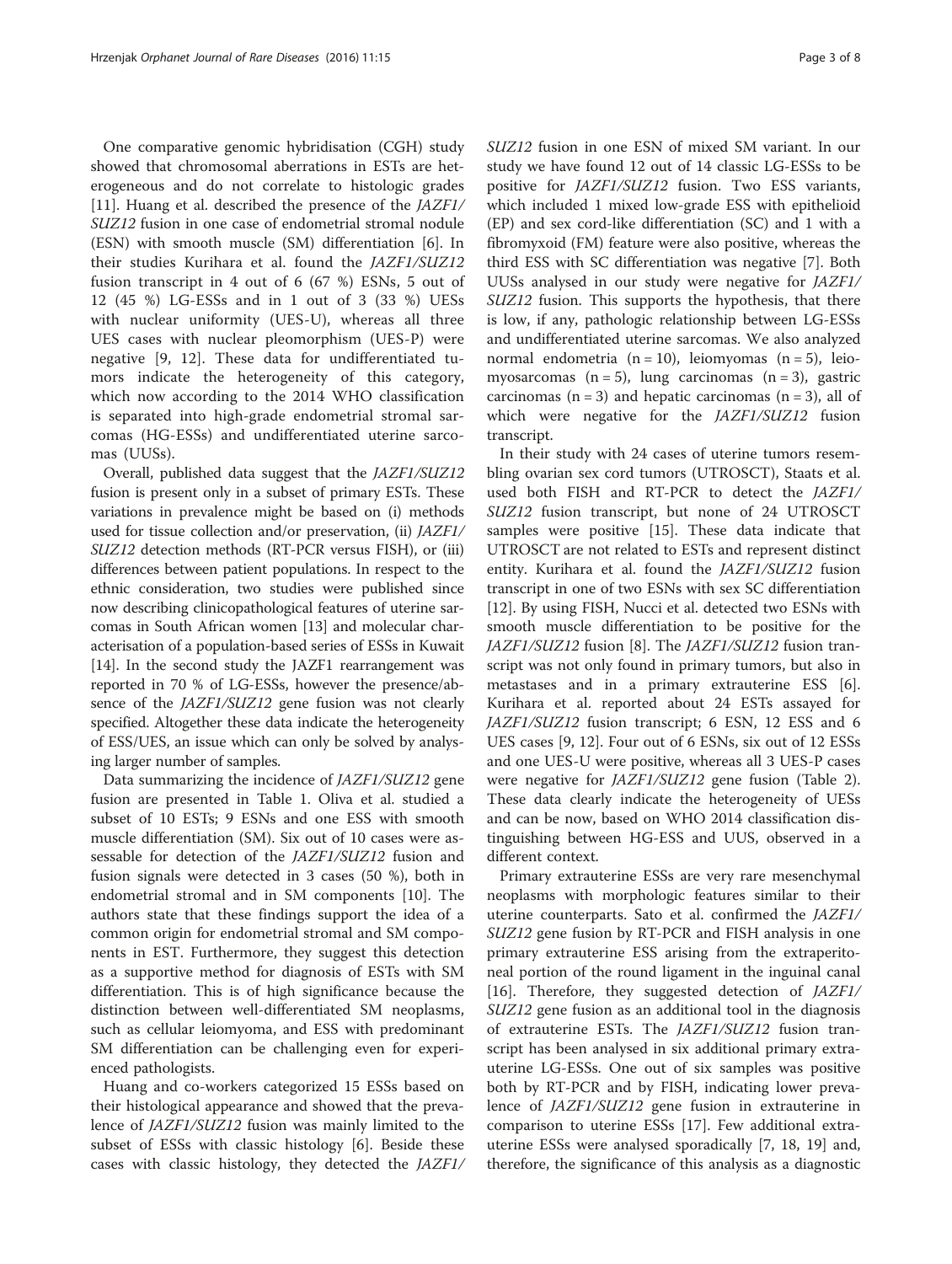One comparative genomic hybridisation (CGH) study showed that chromosomal aberrations in ESTs are heterogeneous and do not correlate to histologic grades [11]. Huang et al. described the presence of the *JAZF1/SUZ12* fusion in one case of endometrial stromal nodule (ESN) with smooth muscle (SM) differentiation [6]. In their studies Kurihara et al. found the *JAZF1/SUZ12* fusion transcript in 4 out of 6 (67 %) ESNs, 5 out of 12 (45 %) LG-ESSs and in 1 out of 3 (33 %) UESs with nuclear uniformity (UES-U), whereas all three UES cases with nuclear pleomorphism (UES-P) were negative [9, 12]. These data for undifferentiated tumors indicate the heterogeneity of this category, which now according to the 2014 WHO classification is separated into high-grade endometrial stromal sarcomas (HG-ESSs) and undifferentiated uterine sarcomas (UUSs).

Overall, published data suggest that the *JAZF1/SUZ12* fusion is present only in a subset of primary ESTs. These variations in prevalence might be based on (i) methods used for tissue collection and/or preservation, (ii) *JAZF1/SUZ12* detection methods (RT-PCR versus FISH), or (iii) differences between patient populations. In respect to the ethnic consideration, two studies were published since now describing clinicopathological features of uterine sarcomas in South African women [13] and molecular characterisation of a population-based series of ESSs in Kuwait [14]. In the second study the JAZF1 rearrangement was reported in 70 % of LG-ESSs, however the presence/absence of the *JAZF1/SUZ12* gene fusion was not clearly specified. Altogether these data indicate the heterogeneity of ESS/UES, an issue which can only be solved by analysing larger number of samples.

Data summarizing the incidence of *JAZF1/SUZ12* gene fusion are presented in Table 1. Oliva et al. studied a subset of 10 ESTs; 9 ESNs and one ESS with smooth muscle differentiation (SM). Six out of 10 cases were assessable for detection of the *JAZF1/SUZ12* fusion and fusion signals were detected in 3 cases (50 %), both in endometrial stromal and in SM components [10]. The authors state that these findings support the idea of a common origin for endometrial stromal and SM components in EST. Furthermore, they suggest this detection as a supportive method for diagnosis of ESTs with SM differentiation. This is of high significance because the distinction between well-differentiated SM neoplasms, such as cellular leiomyoma, and ESS with predominant SM differentiation can be challenging even for experienced pathologists.

Huang and co-workers categorized 15 ESSs based on their histological appearance and showed that the prevalence of *JAZF1/SUZ12* fusion was mainly limited to the subset of ESSs with classic histology [6]. Beside these cases with classic histology, they detected the *JAZF1/SUZ12* fusion in one ESN of mixed SM variant. In our study we have found 12 out of 14 classic LG-ESSs to be positive for *JAZF1/SUZ12* fusion. Two ESS variants, which included 1 mixed low-grade ESS with epithelioid (EP) and sex cord-like differentiation (SC) and 1 with a fibromyxoid (FM) feature were also positive, whereas the third ESS with SC differentiation was negative [7]. Both UUSs analysed in our study were negative for *JAZF1/SUZ12* fusion. This supports the hypothesis, that there is low, if any, pathologic relationship between LG-ESSs and undifferentiated uterine sarcomas. We also analyzed normal endometria (n = 10), leiomyomas (n = 5), leiomyosarcomas (n = 5), lung carcinomas (n = 3), gastric carcinomas (n = 3) and hepatic carcinomas (n = 3), all of which were negative for the *JAZF1/SUZ12* fusion transcript.

In their study with 24 cases of uterine tumors resembling ovarian sex cord tumors (UTROSCT), Staats et al. used both FISH and RT-PCR to detect the *JAZF1/SUZ12* fusion transcript, but none of 24 UTROSCT samples were positive [15]. These data indicate that UTROSCT are not related to ESTs and represent distinct entity. Kurihara et al. found the *JAZF1/SUZ12* fusion transcript in one of two ESNs with sex SC differentiation [12]. By using FISH, Nucci et al. detected two ESNs with smooth muscle differentiation to be positive for the *JAZF1/SUZ12* fusion [8]. The *JAZF1/SUZ12* fusion transcript was not only found in primary tumors, but also in metastases and in a primary extrauterine ESS [6]. Kurihara et al. reported about 24 ESTs assayed for *JAZF1/SUZ12* fusion transcript; 6 ESN, 12 ESS and 6 UES cases [9, 12]. Four out of 6 ESNs, six out of 12 ESSs and one UES-U were positive, whereas all 3 UES-P cases were negative for *JAZF1/SUZ12* gene fusion (Table 2). These data clearly indicate the heterogeneity of UESs and can be now, based on WHO 2014 classification distinguishing between HG-ESS and UUS, observed in a different context.

Primary extrauterine ESSs are very rare mesenchymal neoplasms with morphologic features similar to their uterine counterparts. Sato et al. confirmed the *JAZF1/SUZ12* gene fusion by RT-PCR and FISH analysis in one primary extrauterine ESS arising from the extraperitoneal portion of the round ligament in the inguinal canal [16]. Therefore, they suggested detection of *JAZF1/SUZ12* gene fusion as an additional tool in the diagnosis of extrauterine ESTs. The *JAZF1/SUZ12* fusion transcript has been analysed in six additional primary extrauterine LG-ESSs. One out of six samples was positive both by RT-PCR and by FISH, indicating lower prevalence of *JAZF1/SUZ12* gene fusion in extrauterine in comparison to uterine ESSs [17]. Few additional extrauterine ESSs were analysed sporadically [7, 18, 19] and, therefore, the significance of this analysis as a diagnostic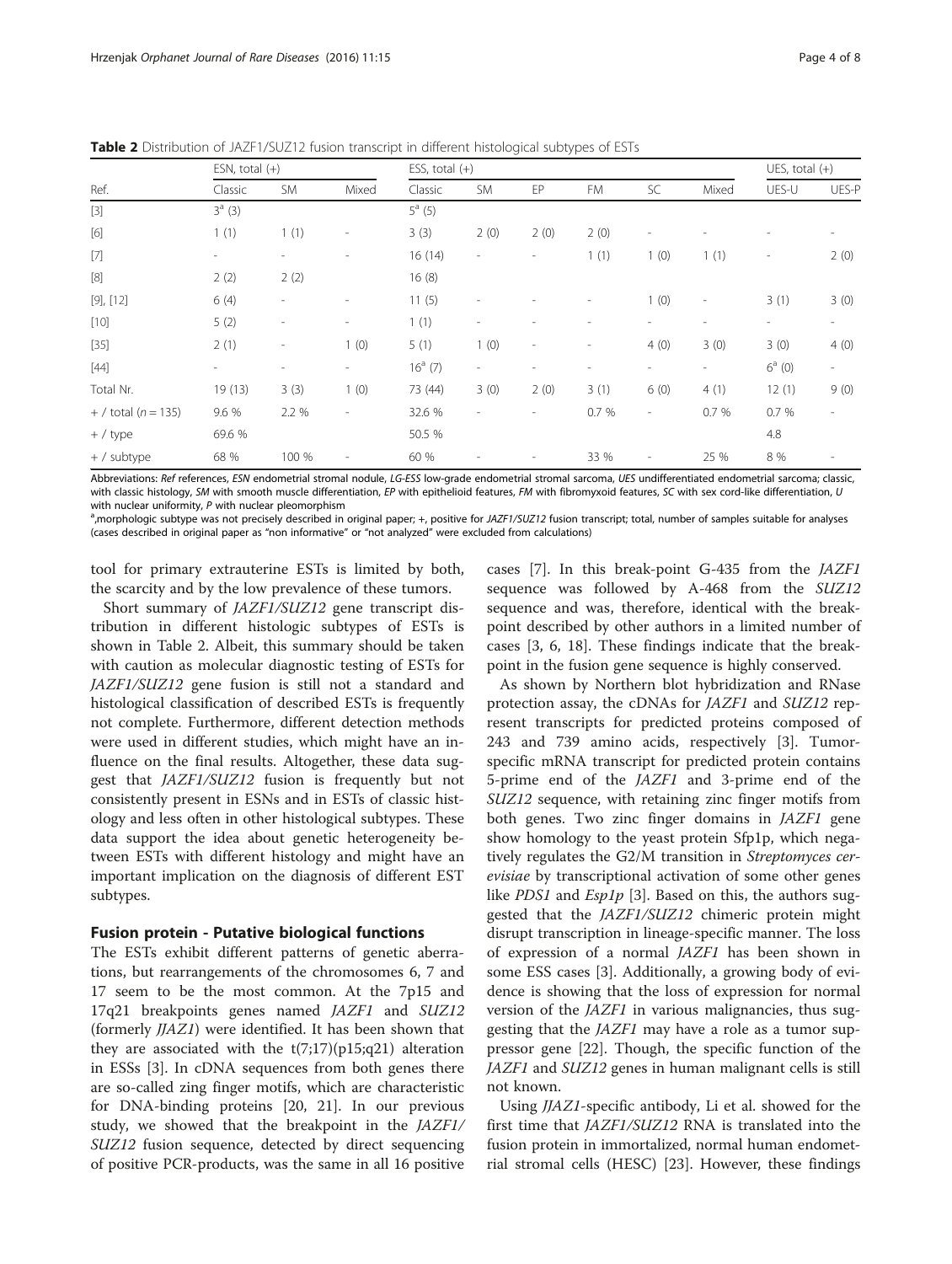**Table 2** Distribution of JAZF1/SUZ12 fusion transcript in different histological subtypes of ESTs

| | ESN, total (+) | | | ESS, total (+) | | | | | | UES, total (+) | |
|---|---|---|---|---|---|---|---|---|---|---|---|
| Ref. | Classic | SM | Mixed | Classic | SM | EP | FM | SC | Mixed | UES-U | UES-P |
| [3] | 3[a] (3) | | | 5[a] (5) | | | | | | | |
| [6] | 1 (1) | 1 (1) | - | 3 (3) | 2 (0) | 2 (0) | 2 (0) | - | - | - | - |
| [7] | - | - | - | 16 (14) | - | - | 1 (1) | 1 (0) | 1 (1) | - | 2 (0) |
| [8] | 2 (2) | 2 (2) | | 16 (8) | | | | | | | |
| [9], [12] | 6 (4) | - | - | 11 (5) | - | - | - | 1 (0) | - | 3 (1) | 3 (0) |
| [10] | 5 (2) | - | - | 1 (1) | - | - | - | - | - | - | - |
| [35] | 2 (1) | - | 1 (0) | 5 (1) | 1 (0) | - | - | 4 (0) | 3 (0) | 3 (0) | 4 (0) |
| [44] | - | - | - | 16[a] (7) | - | - | - | - | - | 6[a] (0) | - |
| Total Nr. | 19 (13) | 3 (3) | 1 (0) | 73 (44) | 3 (0) | 2 (0) | 3 (1) | 6 (0) | 4 (1) | 12 (1) | 9 (0) |
| + / total (n = 135) | 9.6 % | 2.2 % | - | 32.6 % | - | - | 0.7 % | - | 0.7 % | 0.7 % | - |
| + / type | 69.6 % | | | 50.5 % | | | | | | 4.8 | |
| + / subtype | 68 % | 100 % | - | 60 % | - | - | 33 % | - | 25 % | 8 % | - |

Abbreviations: *Ref* references, *ESN* endometrial stromal nodule, *LG-ESS* low-grade endometrial stromal sarcoma, *UES* undifferentiated endometrial sarcoma; classic, with classic histology, *SM* with smooth muscle differentiation, *EP* with epithelioid features, *FM* with fibromyxoid features, *SC* with sex cord-like differentiation, *U* with nuclear uniformity, *P* with nuclear pleomorphism

[a],morphologic subtype was not precisely described in original paper; +, positive for *JAZF1/SUZ12* fusion transcript; total, number of samples suitable for analyses (cases described in original paper as "non informative" or "not analyzed" were excluded from calculations)

tool for primary extrauterine ESTs is limited by both, the scarcity and by the low prevalence of these tumors.

Short summary of *JAZF1/SUZ12* gene transcript distribution in different histologic subtypes of ESTs is shown in Table 2. Albeit, this summary should be taken with caution as molecular diagnostic testing of ESTs for *JAZF1/SUZ12* gene fusion is still not a standard and histological classification of described ESTs is frequently not complete. Furthermore, different detection methods were used in different studies, which might have an influence on the final results. Altogether, these data suggest that *JAZF1/SUZ12* fusion is frequently but not consistently present in ESNs and in ESTs of classic histology and less often in other histological subtypes. These data support the idea about genetic heterogeneity between ESTs with different histology and might have an important implication on the diagnosis of different EST subtypes.

## Fusion protein - Putative biological functions

The ESTs exhibit different patterns of genetic aberrations, but rearrangements of the chromosomes 6, 7 and 17 seem to be the most common. At the 7p15 and 17q21 breakpoints genes named *JAZF1* and *SUZ12* (formerly *JJAZ1*) were identified. It has been shown that they are associated with the t(7;17)(p15;q21) alteration in ESSs [3]. In cDNA sequences from both genes there are so-called zing finger motifs, which are characteristic for DNA-binding proteins [20, 21]. In our previous study, we showed that the breakpoint in the *JAZF1/SUZ12* fusion sequence, detected by direct sequencing of positive PCR-products, was the same in all 16 positive cases [7]. In this break-point G-435 from the *JAZF1* sequence was followed by A-468 from the *SUZ12* sequence and was, therefore, identical with the breakpoint described by other authors in a limited number of cases [3, 6, 18]. These findings indicate that the breakpoint in the fusion gene sequence is highly conserved.

As shown by Northern blot hybridization and RNase protection assay, the cDNAs for *JAZF1* and *SUZ12* represent transcripts for predicted proteins composed of 243 and 739 amino acids, respectively [3]. Tumor-specific mRNA transcript for predicted protein contains 5-prime end of the *JAZF1* and 3-prime end of the *SUZ12* sequence, with retaining zinc finger motifs from both genes. Two zinc finger domains in *JAZF1* gene show homology to the yeast protein Sfp1p, which negatively regulates the G2/M transition in *Streptomyces cerevisiae* by transcriptional activation of some other genes like *PDS1* and *Esp1p* [3]. Based on this, the authors suggested that the *JAZF1/SUZ12* chimeric protein might disrupt transcription in lineage-specific manner. The loss of expression of a normal *JAZF1* has been shown in some ESS cases [3]. Additionally, a growing body of evidence is showing that the loss of expression for normal version of the *JAZF1* in various malignancies, thus suggesting that the *JAZF1* may have a role as a tumor suppressor gene [22]. Though, the specific function of the *JAZF1* and *SUZ12* genes in human malignant cells is still not known.

Using *JJAZ1*-specific antibody, Li et al. showed for the first time that *JAZF1/SUZ12* RNA is translated into the fusion protein in immortalized, normal human endometrial stromal cells (HESC) [23]. However, these findings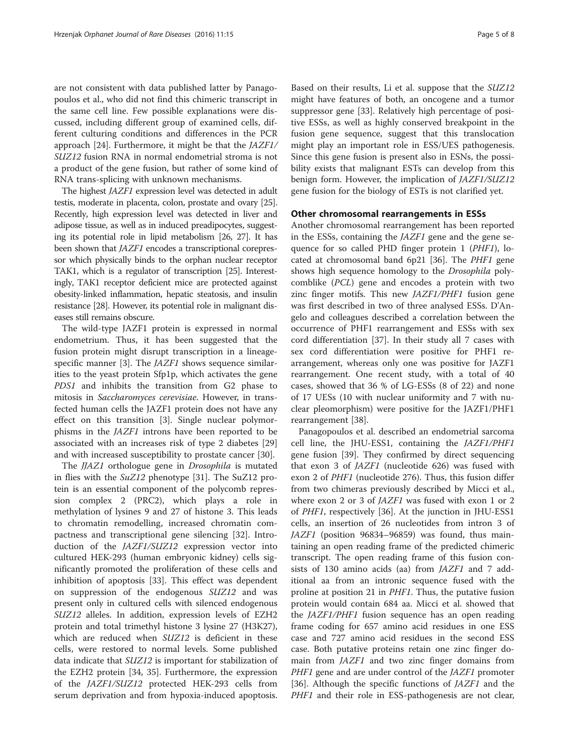are not consistent with data published latter by Panagopoulos et al., who did not find this chimeric transcript in the same cell line. Few possible explanations were discussed, including different group of examined cells, different culturing conditions and differences in the PCR approach [24]. Furthermore, it might be that the *JAZF1/SUZ12* fusion RNA in normal endometrial stroma is not a product of the gene fusion, but rather of some kind of RNA trans-splicing with unknown mechanisms.

The highest *JAZF1* expression level was detected in adult testis, moderate in placenta, colon, prostate and ovary [25]. Recently, high expression level was detected in liver and adipose tissue, as well as in induced preadipocytes, suggesting its potential role in lipid metabolism [26, 27]. It has been shown that *JAZF1* encodes a transcriptional corepressor which physically binds to the orphan nuclear receptor TAK1, which is a regulator of transcription [25]. Interestingly, TAK1 receptor deficient mice are protected against obesity-linked inflammation, hepatic steatosis, and insulin resistance [28]. However, its potential role in malignant diseases still remains obscure.

The wild-type JAZF1 protein is expressed in normal endometrium. Thus, it has been suggested that the fusion protein might disrupt transcription in a lineage-specific manner [3]. The *JAZF1* shows sequence similarities to the yeast protein Sfp1p, which activates the gene *PDS1* and inhibits the transition from G2 phase to mitosis in *Saccharomyces cerevisiae*. However, in transfected human cells the JAZF1 protein does not have any effect on this transition [3]. Single nuclear polymorphisms in the *JAZF1* introns have been reported to be associated with an increases risk of type 2 diabetes [29] and with increased susceptibility to prostate cancer [30].

The *JJAZ1* orthologue gene in *Drosophila* is mutated in flies with the *SuZ12* phenotype [31]. The SuZ12 protein is an essential component of the polycomb repression complex 2 (PRC2), which plays a role in methylation of lysines 9 and 27 of histone 3. This leads to chromatin remodelling, increased chromatin compactness and transcriptional gene silencing [32]. Introduction of the *JAZF1/SUZ12* expression vector into cultured HEK-293 (human embryonic kidney) cells significantly promoted the proliferation of these cells and inhibition of apoptosis [33]. This effect was dependent on suppression of the endogenous *SUZ12* and was present only in cultured cells with silenced endogenous *SUZ12* alleles. In addition, expression levels of EZH2 protein and total trimethyl histone 3 lysine 27 (H3K27), which are reduced when *SUZ12* is deficient in these cells, were restored to normal levels. Some published data indicate that *SUZ12* is important for stabilization of the EZH2 protein [34, 35]. Furthermore, the expression of the *JAZF1/SUZ12* protected HEK-293 cells from serum deprivation and from hypoxia-induced apoptosis. Based on their results, Li et al. suppose that the *SUZ12* might have features of both, an oncogene and a tumor suppressor gene [33]. Relatively high percentage of positive ESSs, as well as highly conserved breakpoint in the fusion gene sequence, suggest that this translocation might play an important role in ESS/UES pathogenesis. Since this gene fusion is present also in ESNs, the possibility exists that malignant ESTs can develop from this benign form. However, the implication of *JAZF1/SUZ12* gene fusion for the biology of ESTs is not clarified yet.

## Other chromosomal rearrangements in ESSs

Another chromosomal rearrangement has been reported in the ESSs, containing the *JAZF1* gene and the gene sequence for so called PHD finger protein 1 (*PHF1*), located at chromosomal band 6p21 [36]. The *PHF1* gene shows high sequence homology to the *Drosophila* polycomblike (*PCL*) gene and encodes a protein with two zinc finger motifs. This new *JAZF1/PHF1* fusion gene was first described in two of three analysed ESSs. D'Angelo and colleagues described a correlation between the occurrence of PHF1 rearrangement and ESSs with sex cord differentiation [37]. In their study all 7 cases with sex cord differentiation were positive for PHF1 rearrangement, whereas only one was positive for JAZF1 rearrangement. One recent study, with a total of 40 cases, showed that 36 % of LG-ESSs (8 of 22) and none of 17 UESs (10 with nuclear uniformity and 7 with nuclear pleomorphism) were positive for the JAZF1/PHF1 rearrangement [38].

Panagopoulos et al. described an endometrial sarcoma cell line, the JHU-ESS1, containing the *JAZF1/PHF1* gene fusion [39]. They confirmed by direct sequencing that exon 3 of *JAZF1* (nucleotide 626) was fused with exon 2 of *PHF1* (nucleotide 276). Thus, this fusion differ from two chimeras previously described by Micci et al., where exon 2 or 3 of *JAZF1* was fused with exon 1 or 2 of *PHF1*, respectively [36]. At the junction in JHU-ESS1 cells, an insertion of 26 nucleotides from intron 3 of *JAZF1* (position 96834–96859) was found, thus maintaining an open reading frame of the predicted chimeric transcript. The open reading frame of this fusion consists of 130 amino acids (aa) from *JAZF1* and 7 additional aa from an intronic sequence fused with the proline at position 21 in *PHF1*. Thus, the putative fusion protein would contain 684 aa. Micci et al. showed that the *JAZF1/PHF1* fusion sequence has an open reading frame coding for 657 amino acid residues in one ESS case and 727 amino acid residues in the second ESS case. Both putative proteins retain one zinc finger domain from *JAZF1* and two zinc finger domains from *PHF1* gene and are under control of the *JAZF1* promoter [36]. Although the specific functions of *JAZF1* and the *PHF1* and their role in ESS-pathogenesis are not clear,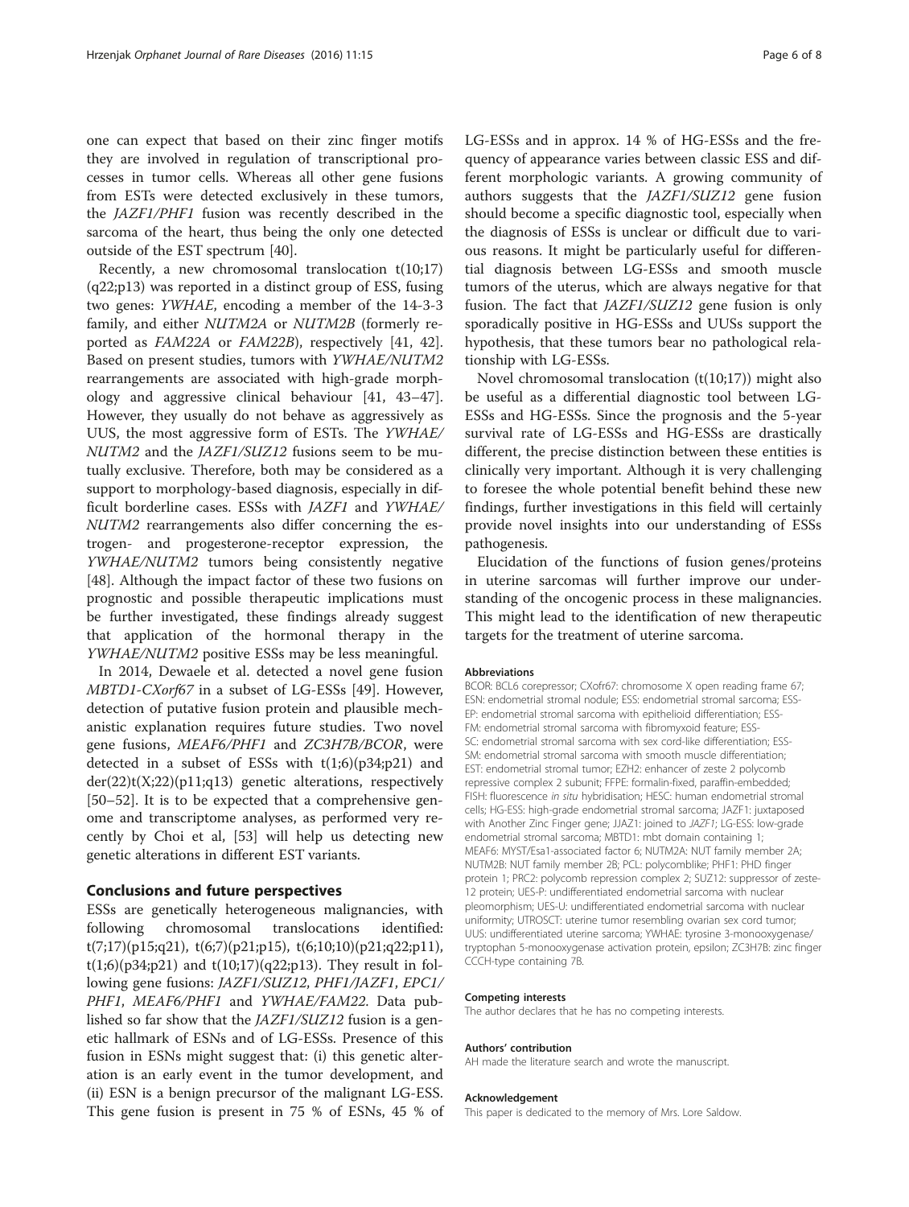one can expect that based on their zinc finger motifs they are involved in regulation of transcriptional processes in tumor cells. Whereas all other gene fusions from ESTs were detected exclusively in these tumors, the *JAZF1/PHF1* fusion was recently described in the sarcoma of the heart, thus being the only one detected outside of the EST spectrum [40].

Recently, a new chromosomal translocation t(10;17)(q22;p13) was reported in a distinct group of ESS, fusing two genes: *YWHAE*, encoding a member of the 14-3-3 family, and either *NUTM2A* or *NUTM2B* (formerly reported as *FAM22A* or *FAM22B*), respectively [41, 42]. Based on present studies, tumors with *YWHAE/NUTM2* rearrangements are associated with high-grade morphology and aggressive clinical behaviour [41, 43–47]. However, they usually do not behave as aggressively as UUS, the most aggressive form of ESTs. The *YWHAE/NUTM2* and the *JAZF1/SUZ12* fusions seem to be mutually exclusive. Therefore, both may be considered as a support to morphology-based diagnosis, especially in difficult borderline cases. ESSs with *JAZF1* and *YWHAE/NUTM2* rearrangements also differ concerning the estrogen- and progesterone-receptor expression, the *YWHAE/NUTM2* tumors being consistently negative [48]. Although the impact factor of these two fusions on prognostic and possible therapeutic implications must be further investigated, these findings already suggest that application of the hormonal therapy in the *YWHAE/NUTM2* positive ESSs may be less meaningful.

In 2014, Dewaele et al. detected a novel gene fusion *MBTD1-CXorf67* in a subset of LG-ESSs [49]. However, detection of putative fusion protein and plausible mechanistic explanation requires future studies. Two novel gene fusions, *MEAF6/PHF1* and *ZC3H7B/BCOR*, were detected in a subset of ESSs with t(1;6)(p34;p21) and der(22)t(X;22)(p11;q13) genetic alterations, respectively [50–52]. It is to be expected that a comprehensive genome and transcriptome analyses, as performed very recently by Choi et al, [53] will help us detecting new genetic alterations in different EST variants.

## Conclusions and future perspectives

ESSs are genetically heterogeneous malignancies, with following chromosomal translocations identified: t(7;17)(p15;q21), t(6;7)(p21;p15), t(6;10;10)(p21;q22;p11), t(1;6)(p34;p21) and t(10;17)(q22;p13). They result in following gene fusions: *JAZF1/SUZ12*, *PHF1/JAZF1*, *EPC1/PHF1*, *MEAF6/PHF1* and *YWHAE/FAM22*. Data published so far show that the *JAZF1/SUZ12* fusion is a genetic hallmark of ESNs and of LG-ESSs. Presence of this fusion in ESNs might suggest that: (i) this genetic alteration is an early event in the tumor development, and (ii) ESN is a benign precursor of the malignant LG-ESS. This gene fusion is present in 75 % of ESNs, 45 % of LG-ESSs and in approx. 14 % of HG-ESSs and the frequency of appearance varies between classic ESS and different morphologic variants. A growing community of authors suggests that the *JAZF1/SUZ12* gene fusion should become a specific diagnostic tool, especially when the diagnosis of ESSs is unclear or difficult due to various reasons. It might be particularly useful for differential diagnosis between LG-ESSs and smooth muscle tumors of the uterus, which are always negative for that fusion. The fact that *JAZF1/SUZ12* gene fusion is only sporadically positive in HG-ESSs and UUSs support the hypothesis, that these tumors bear no pathological relationship with LG-ESSs.

Novel chromosomal translocation (t(10;17)) might also be useful as a differential diagnostic tool between LG-ESSs and HG-ESSs. Since the prognosis and the 5-year survival rate of LG-ESSs and HG-ESSs are drastically different, the precise distinction between these entities is clinically very important. Although it is very challenging to foresee the whole potential benefit behind these new findings, further investigations in this field will certainly provide novel insights into our understanding of ESSs pathogenesis.

Elucidation of the functions of fusion genes/proteins in uterine sarcomas will further improve our understanding of the oncogenic process in these malignancies. This might lead to the identification of new therapeutic targets for the treatment of uterine sarcoma.

#### Abbreviations

BCOR: BCL6 corepressor; CXofr67: chromosome X open reading frame 67; ESN: endometrial stromal nodule; ESS: endometrial stromal sarcoma; ESS-EP: endometrial stromal sarcoma with epithelioid differentiation; ESS-FM: endometrial stromal sarcoma with fibromyxoid feature; ESS-SC: endometrial stromal sarcoma with sex cord-like differentiation; ESS-SM: endometrial stromal sarcoma with smooth muscle differentiation; EST: endometrial stromal tumor; EZH2: enhancer of zeste 2 polycomb repressive complex 2 subunit; FFPE: formalin-fixed, paraffin-embedded; FISH: fluorescence *in situ* hybridisation; HESC: human endometrial stromal cells; HG-ESS: high-grade endometrial stromal sarcoma; JAZF1: juxtaposed with Another Zinc Finger gene; JJAZ1: joined to *JAZF1*; LG-ESS: low-grade endometrial stromal sarcoma; MBTD1: mbt domain containing 1; MEAF6: MYST/Esa1-associated factor 6; NUTM2A: NUT family member 2A; NUTM2B: NUT family member 2B; PCL: polycomblike; PHF1: PHD finger protein 1; PRC2: polycomb repression complex 2; SUZ12: suppressor of zeste-12 protein; UES-P: undifferentiated endometrial sarcoma with nuclear pleomorphism; UES-U: undifferentiated endometrial sarcoma with nuclear uniformity; UTROSCT: uterine tumor resembling ovarian sex cord tumor; UUS: undifferentiated uterine sarcoma; YWHAE: tyrosine 3-monooxygenase/tryptophan 5-monooxygenase activation protein, epsilon; ZC3H7B: zinc finger CCCH-type containing 7B.

#### Competing interests

The author declares that he has no competing interests.

#### Authors' contribution

AH made the literature search and wrote the manuscript.

#### Acknowledgement

This paper is dedicated to the memory of Mrs. Lore Saldow.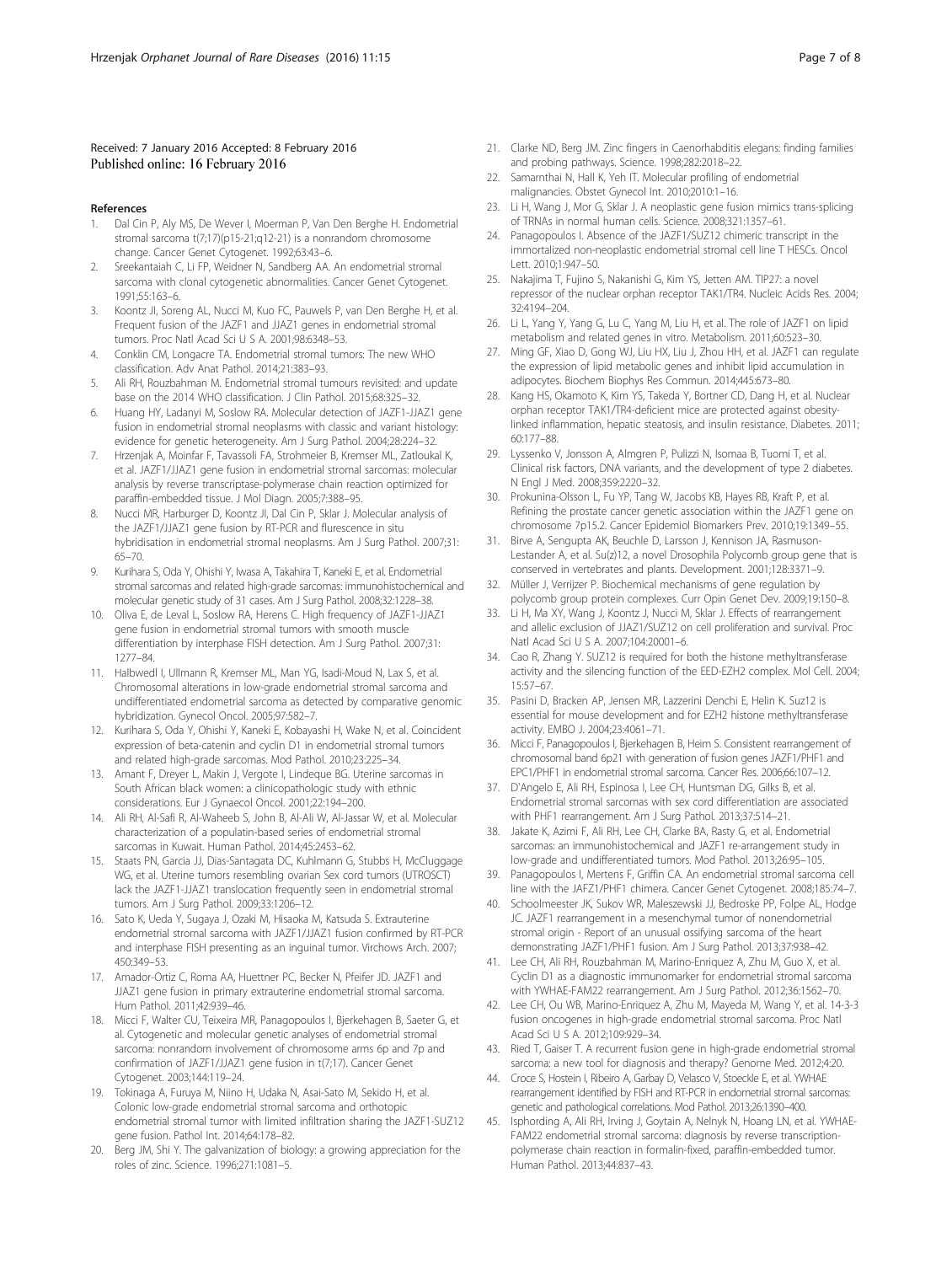Received: 7 January 2016 Accepted: 8 February 2016
Published online: 16 February 2016

## References

1. Dal Cin P, Aly MS, De Wever I, Moerman P, Van Den Berghe H. Endometrial stromal sarcoma t(7;17)(p15-21;q12-21) is a nonrandom chromosome change. Cancer Genet Cytogenet. 1992;63:43–6.
2. Sreekantaiah C, Li FP, Weidner N, Sandberg AA. An endometrial stromal sarcoma with clonal cytogenetic abnormalities. Cancer Genet Cytogenet. 1991;55:163–6.
3. Koontz JI, Soreng AL, Nucci M, Kuo FC, Pauwels P, van Den Berghe H, et al. Frequent fusion of the JAZF1 and JJAZ1 genes in endometrial stromal tumors. Proc Natl Acad Sci U S A. 2001;98:6348–53.
4. Conklin CM, Longacre TA. Endometrial stromal tumors: The new WHO classification. Adv Anat Pathol. 2014;21:383–93.
5. Ali RH, Rouzbahman M. Endometrial stromal tumours revisited: and update base on the 2014 WHO classification. J Clin Pathol. 2015;68:325–32.
6. Huang HY, Ladanyi M, Soslow RA. Molecular detection of JAZF1-JJAZ1 gene fusion in endometrial stromal neoplasms with classic and variant histology: evidence for genetic heterogeneity. Am J Surg Pathol. 2004;28:224–32.
7. Hrzenjak A, Moinfar F, Tavassoli FA, Strohmeier B, Kremser ML, Zatloukal K, et al. JAZF1/JJAZ1 gene fusion in endometrial stromal sarcomas: molecular analysis by reverse transcriptase-polymerase chain reaction optimized for paraffin-embedded tissue. J Mol Diagn. 2005;7:388–95.
8. Nucci MR, Harburger D, Koontz JI, Dal Cin P, Sklar J. Molecular analysis of the JAZF1/JJAZ1 gene fusion by RT-PCR and flurescence in situ hybridisation in endometrial stromal neoplasms. Am J Surg Pathol. 2007;31: 65–70.
9. Kurihara S, Oda Y, Ohishi Y, Iwasa A, Takahira T, Kaneki E, et al. Endometrial stromal sarcomas and related high-grade sarcomas: immunohistochemical and molecular genetic study of 31 cases. Am J Surg Pathol. 2008;32:1228–38.
10. Oliva E, de Leval L, Soslow RA, Herens C. High frequency of JAZF1-JJAZ1 gene fusion in endometrial stromal tumors with smooth muscle differentiation by interphase FISH detection. Am J Surg Pathol. 2007;31: 1277–84.
11. Halbwedl I, Ullmann R, Kremser ML, Man YG, Isadi-Moud N, Lax S, et al. Chromosomal alterations in low-grade endometrial stromal sarcoma and undifferentiated endometrial sarcoma as detected by comparative genomic hybridization. Gynecol Oncol. 2005;97:582–7.
12. Kurihara S, Oda Y, Ohishi Y, Kaneki E, Kobayashi H, Wake N, et al. Coincident expression of beta-catenin and cyclin D1 in endometrial stromal tumors and related high-grade sarcomas. Mod Pathol. 2010;23:225–34.
13. Amant F, Dreyer L, Makin J, Vergote I, Lindeque BG. Uterine sarcomas in South African black women: a clinicopathologic study with ethnic considerations. Eur J Gynaecol Oncol. 2001;22:194–200.
14. Ali RH, Al-Safi R, Al-Waheeb S, John B, Al-Ali W, Al-Jassar W, et al. Molecular characterization of a populatin-based series of endometrial stromal sarcomas in Kuwait. Human Pathol. 2014;45:2453–62.
15. Staats PN, Garcia JJ, Dias-Santagata DC, Kuhlmann G, Stubbs H, McCluggage WG, et al. Uterine tumors resembling ovarian sex cord tumors (UTROSCT) lack the JAZF1-JJAZ1 translocation frequently seen in endometrial stromal tumors. Am J Surg Pathol. 2009;33:1206–12.
16. Sato K, Ueda Y, Sugaya J, Ozaki M, Hisaoka M, Katsuda S. Extrauterine endometrial stromal sarcoma with JAZF1/JJAZ1 fusion confirmed by RT-PCR and interphase FISH presenting as an inguinal tumor. Virchows Arch. 2007; 450:349–53.
17. Amador-Ortiz C, Roma AA, Huettner PC, Becker N, Pfeifer JD. JAZF1 and JJAZ1 gene fusion in primary extrauterine endometrial stromal sarcoma. Hum Pathol. 2011;42:939–46.
18. Micci F, Walter CU, Teixeira MR, Panagopoulos I, Bjerkehagen B, Saeter G, et al. Cytogenetic and molecular genetic analyses of endometrial stromal sarcoma: nonrandom involvement of chromosome arms 6p and 7p and confirmation of JAZF1/JJAZ1 gene fusion in t(7;17). Cancer Genet Cytogenet. 2003;144:119–24.
19. Tokinaga A, Furuya M, Niino H, Udaka N, Asai-Sato M, Sekido H, et al. Colonic low-grade endometrial stromal sarcoma and orthotopic endometrial stromal tumor with limited infiltration sharing the JAZF1-SUZ12 gene fusion. Pathol Int. 2014;64:178–82.
20. Berg JM, Shi Y. The galvanization of biology: a growing appreciation for the roles of zinc. Science. 1996;271:1081–5.
21. Clarke ND, Berg JM. Zinc fingers in Caenorhabditis elegans: finding families and probing pathways. Science. 1998;282:2018–22.
22. Samarnthai N, Hall K, Yeh IT. Molecular profiling of endometrial malignancies. Obstet Gynecol Int. 2010;2010:1–16.
23. Li H, Wang J, Mor G, Sklar J. A neoplastic gene fusion mimics trans-splicing of TRNAs in normal human cells. Science. 2008;321:1357–61.
24. Panagopoulos I. Absence of the JAZF1/SUZ12 chimeric transcript in the immortalized non-neoplastic endometrial stromal cell line T HESCs. Oncol Lett. 2010;1:947–50.
25. Nakajima T, Fujino S, Nakanishi G, Kim YS, Jetten AM. TIP27: a novel repressor of the nuclear orphan receptor TAK1/TR4. Nucleic Acids Res. 2004; 32:4194–204.
26. Li L, Yang Y, Yang G, Lu C, Yang M, Liu H, et al. The role of JAZF1 on lipid metabolism and related genes in vitro. Metabolism. 2011;60:523–30.
27. Ming GF, Xiao D, Gong WJ, Liu HX, Liu J, Zhou HH, et al. JAZF1 can regulate the expression of lipid metabolic genes and inhibit lipid accumulation in adipocytes. Biochem Biophys Res Commun. 2014;445:673–80.
28. Kang HS, Okamoto K, Kim YS, Takeda Y, Bortner CD, Dang H, et al. Nuclear orphan receptor TAK1/TR4-deficient mice are protected against obesity-linked inflammation, hepatic steatosis, and insulin resistance. Diabetes. 2011; 60:177–88.
29. Lyssenko V, Jonsson A, Almgren P, Pulizzi N, Isomaa B, Tuomi T, et al. Clinical risk factors, DNA variants, and the development of type 2 diabetes. N Engl J Med. 2008;359:2220–32.
30. Prokunina-Olsson L, Fu YP, Tang W, Jacobs KB, Hayes RB, Kraft P, et al. Refining the prostate cancer genetic association within the JAZF1 gene on chromosome 7p15.2. Cancer Epidemiol Biomarkers Prev. 2010;19:1349–55.
31. Birve A, Sengupta AK, Beuchle D, Larsson J, Kennison JA, Rasmuson-Lestander A, et al. Su(z)12, a novel Drosophila Polycomb group gene that is conserved in vertebrates and plants. Development. 2001;128:3371–9.
32. Müller J, Verrijzer P. Biochemical mechanisms of gene regulation by polycomb group protein complexes. Curr Opin Genet Dev. 2009;19:150–8.
33. Li H, Ma XY, Wang J, Koontz J, Nucci M, Sklar J. Effects of rearrangement and allelic exclusion of JJAZ1/SUZ12 on cell proliferation and survival. Proc Natl Acad Sci U S A. 2007;104:20001–6.
34. Cao R, Zhang Y. SUZ12 is required for both the histone methyltransferase activity and the silencing function of the EED-EZH2 complex. Mol Cell. 2004; 15:57–67.
35. Pasini D, Bracken AP, Jensen MR, Lazzerini Denchi E, Helin K. Suz12 is essential for mouse development and for EZH2 histone methyltransferase activity. EMBO J. 2004;23:4061–71.
36. Micci F, Panagopoulos I, Bjerkehagen B, Heim S. Consistent rearrangement of chromosomal band 6p21 with generation of fusion genes JAZF1/PHF1 and EPC1/PHF1 in endometrial stromal sarcoma. Cancer Res. 2006;66:107–12.
37. D'Angelo E, Ali RH, Espinosa I, Lee CH, Huntsman DG, Gilks B, et al. Endometrial stromal sarcomas with sex cord differentiation are associated with PHF1 rearrangement. Am J Surg Pathol. 2013;37:514–21.
38. Jakate K, Azimi F, Ali RH, Lee CH, Clarke BA, Rasty G, et al. Endometrial sarcomas: an immunohistochemical and JAZF1 re-arrangement study in low-grade and undifferentiated tumors. Mod Pathol. 2013;26:95–105.
39. Panagopoulos I, Mertens F, Griffin CA. An endometrial stromal sarcoma cell line with the JAFZ1/PHF1 chimera. Cancer Genet Cytogenet. 2008;185:74–7.
40. Schoolmeester JK, Sukov WR, Maleszewski JJ, Bedroske PP, Folpe AL, Hodge JC. JAZF1 rearrangement in a mesenchymal tumor of nonendometrial stromal origin - Report of an unusual ossifying sarcoma of the heart demonstrating JAZF1/PHF1 fusion. Am J Surg Pathol. 2013;37:938–42.
41. Lee CH, Ali RH, Rouzbahman M, Marino-Enriquez A, Zhu M, Guo X, et al. Cyclin D1 as a diagnostic immunomarker for endometrial stromal sarcoma with YWHAE-FAM22 rearrangement. Am J Surg Pathol. 2012;36:1562–70.
42. Lee CH, Ou WB, Marino-Enriquez A, Zhu M, Mayeda M, Wang Y, et al. 14-3-3 fusion oncogenes in high-grade endometrial stromal sarcoma. Proc Natl Acad Sci U S A. 2012;109:929–34.
43. Ried T, Gaiser T. A recurrent fusion gene in high-grade endometrial stromal sarcoma: a new tool for diagnosis and therapy? Genome Med. 2012;4:20.
44. Croce S, Hostein I, Ribeiro A, Garbay D, Velasco V, Stoeckle E, et al. YWHAE rearrangement identified by FISH and RT-PCR in endometrial stromal sarcomas: genetic and pathological correlations. Mod Pathol. 2013;26:1390–400.
45. Isphording A, Ali RH, Irving J, Goytain A, Nelnyk N, Hoang LN, et al. YWHAE-FAM22 endometrial stromal sarcoma: diagnosis by reverse transcription-polymerase chain reaction in formalin-fixed, paraffin-embedded tumor. Human Pathol. 2013;44:837–43.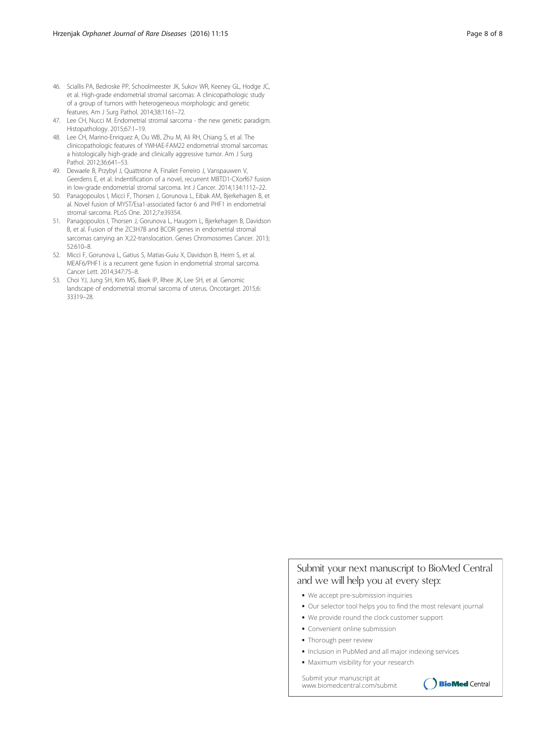46. Sciallis PA, Bedroske PP, Schoolmeester JK, Sukov WR, Keeney GL, Hodge JC, et al. High-grade endometrial stromal sarcomas: A clinicopathologic study of a group of tumors with heterogeneous morphologic and genetic features. Am J Surg Pathol. 2014;38:1161–72.
47. Lee CH, Nucci M. Endometrial stromal sarcoma - the new genetic paradigm. Histopathology. 2015;67:1–19.
48. Lee CH, Marino-Enriquez A, Ou WB, Zhu M, Ali RH, Chiang S, et al. The clinicopathologic features of YWHAE-FAM22 endometrial stromal sarcomas: a histologically high-grade and clinically aggressive tumor. Am J Surg Pathol. 2012;36:641–53.
49. Dewaele B, Przybyl J, Quattrone A, Finalet Ferreiro J, Vanspauwen V, Geerdens E, et al. Indentification of a novel, recurrent MBTD1-CXorf67 fusion in low-grade endometrial stromal sarcoma. Int J Cancer. 2014;134:1112–22.
50. Panagopoulos I, Micci F, Thorsen J, Gorunova L, Eibak AM, Bjerkehagen B, et al. Novel fusion of MYST/Esa1-associated factor 6 and PHF1 in endometrial stromal sarcoma. PLoS One. 2012;7:e39354.
51. Panagopoulos I, Thorsen J, Gorunova L, Haugom L, Bjerkehagen B, Davidson B, et al. Fusion of the ZC3H7B and BCOR genes in endometrial stromal sarcomas carrying an X;22-translocation. Genes Chromosomes Cancer. 2013; 52:610–8.
52. Micci F, Gorunova L, Gatius S, Matias-Guiu X, Davidson B, Heim S, et al. MEAF6/PHF1 is a recurrent gene fusion in endometrial stromal sarcoma. Cancer Lett. 2014;347:75–8.
53. Choi YJ, Jung SH, Kim MS, Baek IP, Rhee JK, Lee SH, et al. Genomic landscape of endometrial stromal sarcoma of uterus. Oncotarget. 2015;6: 33319–28.

Submit your next manuscript to BioMed Central and we will help you at every step:

- We accept pre-submission inquiries
- Our selector tool helps you to find the most relevant journal
- We provide round the clock customer support
- Convenient online submission
- Thorough peer review
- Inclusion in PubMed and all major indexing services
- Maximum visibility for your research

Submit your manuscript at www.biomedcentral.com/submit

BioMed Central